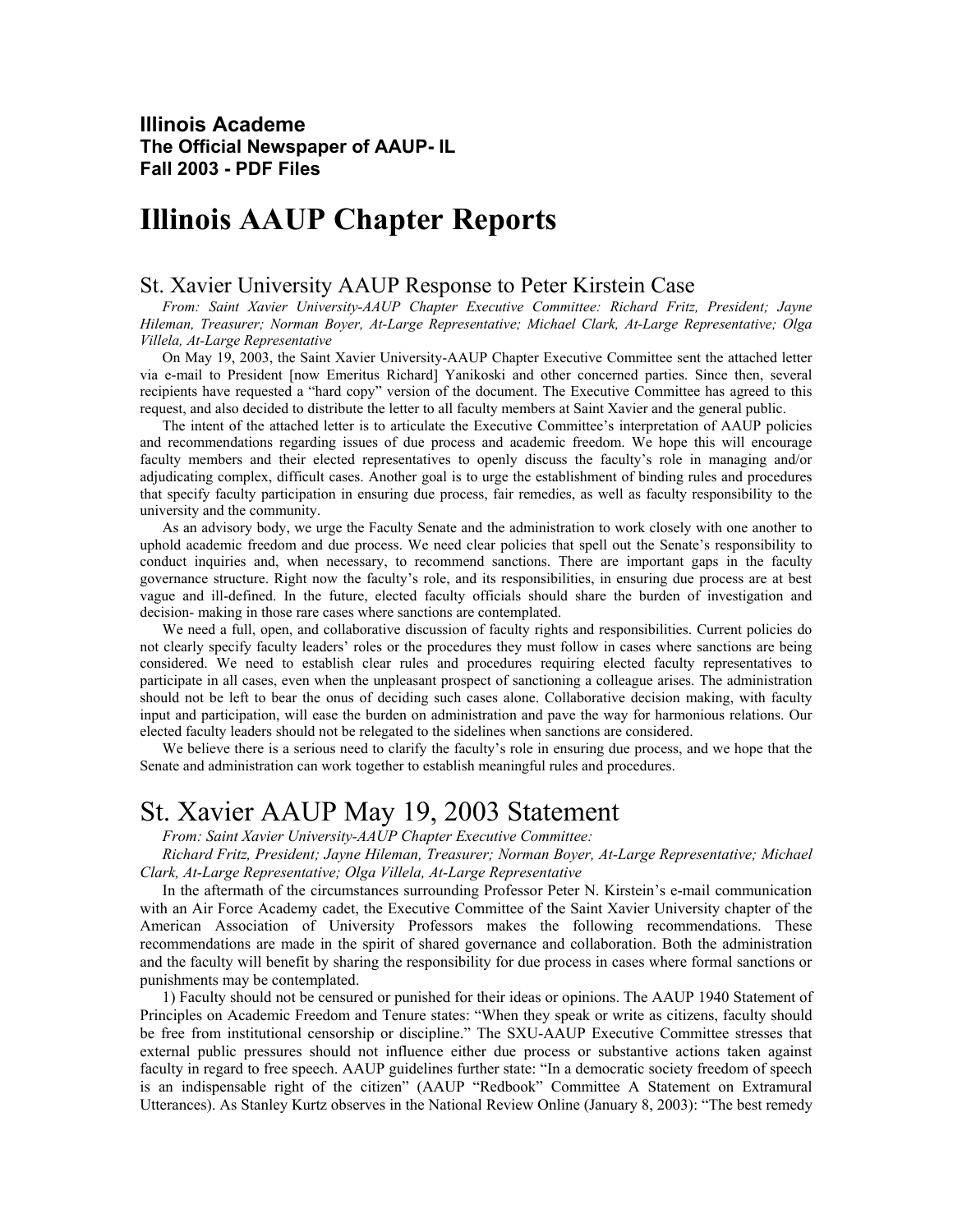**Illinois Academe**
**The Official Newspaper of AAUP- IL**
**Fall 2003 - PDF Files**

# Illinois AAUP Chapter Reports

## St. Xavier University AAUP Response to Peter Kirstein Case

*From: Saint Xavier University-AAUP Chapter Executive Committee: Richard Fritz, President; Jayne Hileman, Treasurer; Norman Boyer, At-Large Representative; Michael Clark, At-Large Representative; Olga Villela, At-Large Representative*

On May 19, 2003, the Saint Xavier University-AAUP Chapter Executive Committee sent the attached letter via e-mail to President [now Emeritus Richard] Yanikoski and other concerned parties. Since then, several recipients have requested a "hard copy" version of the document. The Executive Committee has agreed to this request, and also decided to distribute the letter to all faculty members at Saint Xavier and the general public.

The intent of the attached letter is to articulate the Executive Committee's interpretation of AAUP policies and recommendations regarding issues of due process and academic freedom. We hope this will encourage faculty members and their elected representatives to openly discuss the faculty's role in managing and/or adjudicating complex, difficult cases. Another goal is to urge the establishment of binding rules and procedures that specify faculty participation in ensuring due process, fair remedies, as well as faculty responsibility to the university and the community.

As an advisory body, we urge the Faculty Senate and the administration to work closely with one another to uphold academic freedom and due process. We need clear policies that spell out the Senate's responsibility to conduct inquiries and, when necessary, to recommend sanctions. There are important gaps in the faculty governance structure. Right now the faculty's role, and its responsibilities, in ensuring due process are at best vague and ill-defined. In the future, elected faculty officials should share the burden of investigation and decision- making in those rare cases where sanctions are contemplated.

We need a full, open, and collaborative discussion of faculty rights and responsibilities. Current policies do not clearly specify faculty leaders' roles or the procedures they must follow in cases where sanctions are being considered. We need to establish clear rules and procedures requiring elected faculty representatives to participate in all cases, even when the unpleasant prospect of sanctioning a colleague arises. The administration should not be left to bear the onus of deciding such cases alone. Collaborative decision making, with faculty input and participation, will ease the burden on administration and pave the way for harmonious relations. Our elected faculty leaders should not be relegated to the sidelines when sanctions are considered.

We believe there is a serious need to clarify the faculty's role in ensuring due process, and we hope that the Senate and administration can work together to establish meaningful rules and procedures.

## St. Xavier AAUP May 19, 2003 Statement

*From: Saint Xavier University-AAUP Chapter Executive Committee:*
*Richard Fritz, President; Jayne Hileman, Treasurer; Norman Boyer, At-Large Representative; Michael Clark, At-Large Representative; Olga Villela, At-Large Representative*

In the aftermath of the circumstances surrounding Professor Peter N. Kirstein's e-mail communication with an Air Force Academy cadet, the Executive Committee of the Saint Xavier University chapter of the American Association of University Professors makes the following recommendations. These recommendations are made in the spirit of shared governance and collaboration. Both the administration and the faculty will benefit by sharing the responsibility for due process in cases where formal sanctions or punishments may be contemplated.

1) Faculty should not be censured or punished for their ideas or opinions. The AAUP 1940 Statement of Principles on Academic Freedom and Tenure states: "When they speak or write as citizens, faculty should be free from institutional censorship or discipline." The SXU-AAUP Executive Committee stresses that external public pressures should not influence either due process or substantive actions taken against faculty in regard to free speech. AAUP guidelines further state: "In a democratic society freedom of speech is an indispensable right of the citizen" (AAUP "Redbook" Committee A Statement on Extramural Utterances). As Stanley Kurtz observes in the National Review Online (January 8, 2003): "The best remedy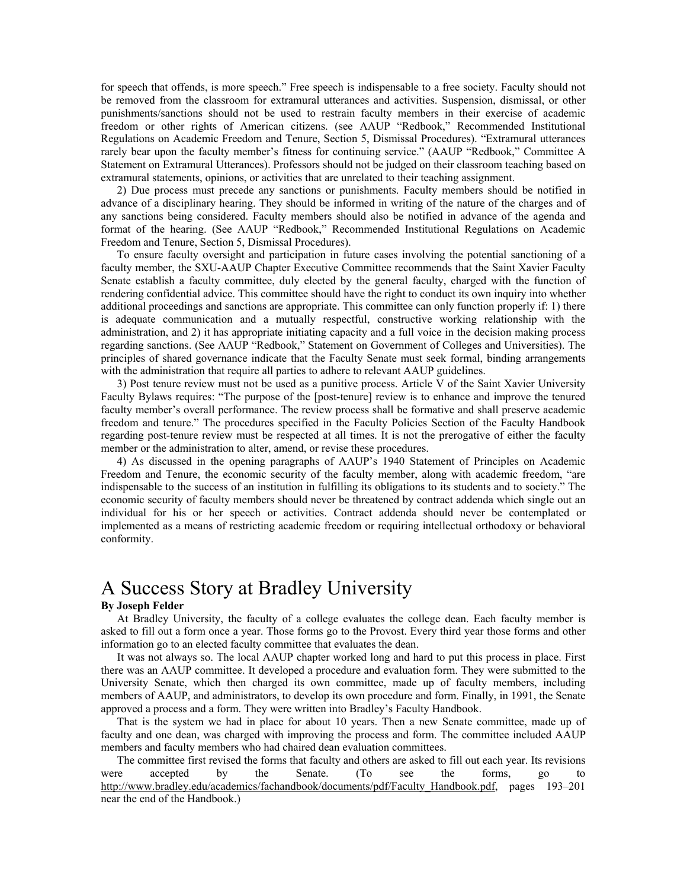for speech that offends, is more speech." Free speech is indispensable to a free society. Faculty should not be removed from the classroom for extramural utterances and activities. Suspension, dismissal, or other punishments/sanctions should not be used to restrain faculty members in their exercise of academic freedom or other rights of American citizens. (see AAUP "Redbook," Recommended Institutional Regulations on Academic Freedom and Tenure, Section 5, Dismissal Procedures). "Extramural utterances rarely bear upon the faculty member's fitness for continuing service." (AAUP "Redbook," Committee A Statement on Extramural Utterances). Professors should not be judged on their classroom teaching based on extramural statements, opinions, or activities that are unrelated to their teaching assignment.

2) Due process must precede any sanctions or punishments. Faculty members should be notified in advance of a disciplinary hearing. They should be informed in writing of the nature of the charges and of any sanctions being considered. Faculty members should also be notified in advance of the agenda and format of the hearing. (See AAUP "Redbook," Recommended Institutional Regulations on Academic Freedom and Tenure, Section 5, Dismissal Procedures).

To ensure faculty oversight and participation in future cases involving the potential sanctioning of a faculty member, the SXU-AAUP Chapter Executive Committee recommends that the Saint Xavier Faculty Senate establish a faculty committee, duly elected by the general faculty, charged with the function of rendering confidential advice. This committee should have the right to conduct its own inquiry into whether additional proceedings and sanctions are appropriate. This committee can only function properly if: 1) there is adequate communication and a mutually respectful, constructive working relationship with the administration, and 2) it has appropriate initiating capacity and a full voice in the decision making process regarding sanctions. (See AAUP "Redbook," Statement on Government of Colleges and Universities). The principles of shared governance indicate that the Faculty Senate must seek formal, binding arrangements with the administration that require all parties to adhere to relevant AAUP guidelines.

3) Post tenure review must not be used as a punitive process. Article V of the Saint Xavier University Faculty Bylaws requires: "The purpose of the [post-tenure] review is to enhance and improve the tenured faculty member's overall performance. The review process shall be formative and shall preserve academic freedom and tenure." The procedures specified in the Faculty Policies Section of the Faculty Handbook regarding post-tenure review must be respected at all times. It is not the prerogative of either the faculty member or the administration to alter, amend, or revise these procedures.

4) As discussed in the opening paragraphs of AAUP's 1940 Statement of Principles on Academic Freedom and Tenure, the economic security of the faculty member, along with academic freedom, "are indispensable to the success of an institution in fulfilling its obligations to its students and to society." The economic security of faculty members should never be threatened by contract addenda which single out an individual for his or her speech or activities. Contract addenda should never be contemplated or implemented as a means of restricting academic freedom or requiring intellectual orthodoxy or behavioral conformity.

# A Success Story at Bradley University

**By Joseph Felder**

At Bradley University, the faculty of a college evaluates the college dean. Each faculty member is asked to fill out a form once a year. Those forms go to the Provost. Every third year those forms and other information go to an elected faculty committee that evaluates the dean.

It was not always so. The local AAUP chapter worked long and hard to put this process in place. First there was an AAUP committee. It developed a procedure and evaluation form. They were submitted to the University Senate, which then charged its own committee, made up of faculty members, including members of AAUP, and administrators, to develop its own procedure and form. Finally, in 1991, the Senate approved a process and a form. They were written into Bradley's Faculty Handbook.

That is the system we had in place for about 10 years. Then a new Senate committee, made up of faculty and one dean, was charged with improving the process and form. The committee included AAUP members and faculty members who had chaired dean evaluation committees.

The committee first revised the forms that faculty and others are asked to fill out each year. Its revisions were accepted by the Senate. (To see the forms, go to http://www.bradley.edu/academics/fachandbook/documents/pdf/Faculty_Handbook.pdf, pages 193–201 near the end of the Handbook.)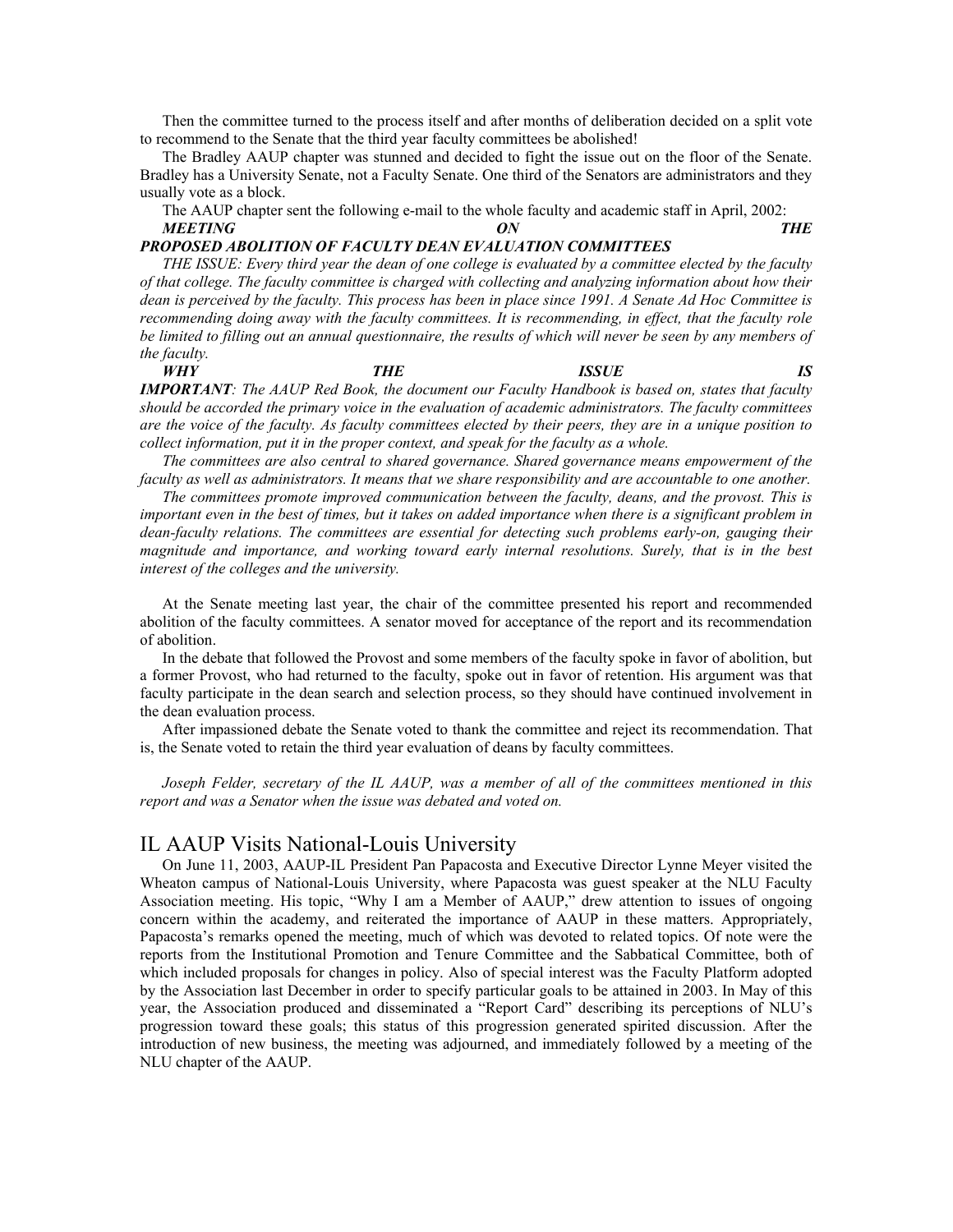Then the committee turned to the process itself and after months of deliberation decided on a split vote to recommend to the Senate that the third year faculty committees be abolished!

The Bradley AAUP chapter was stunned and decided to fight the issue out on the floor of the Senate. Bradley has a University Senate, not a Faculty Senate. One third of the Senators are administrators and they usually vote as a block.

The AAUP chapter sent the following e-mail to the whole faculty and academic staff in April, 2002:

***MEETING ON THE PROPOSED ABOLITION OF FACULTY DEAN EVALUATION COMMITTEES***

*THE ISSUE: Every third year the dean of one college is evaluated by a committee elected by the faculty of that college. The faculty committee is charged with collecting and analyzing information about how their dean is perceived by the faculty. This process has been in place since 1991. A Senate Ad Hoc Committee is recommending doing away with the faculty committees. It is recommending, in effect, that the faculty role be limited to filling out an annual questionnaire, the results of which will never be seen by any members of the faculty.*

***WHY THE ISSUE IS IMPORTANT****: The AAUP Red Book, the document our Faculty Handbook is based on, states that faculty should be accorded the primary voice in the evaluation of academic administrators. The faculty committees are the voice of the faculty. As faculty committees elected by their peers, they are in a unique position to collect information, put it in the proper context, and speak for the faculty as a whole.*

*The committees are also central to shared governance. Shared governance means empowerment of the faculty as well as administrators. It means that we share responsibility and are accountable to one another.*

*The committees promote improved communication between the faculty, deans, and the provost. This is important even in the best of times, but it takes on added importance when there is a significant problem in dean-faculty relations. The committees are essential for detecting such problems early-on, gauging their magnitude and importance, and working toward early internal resolutions. Surely, that is in the best interest of the colleges and the university.*

At the Senate meeting last year, the chair of the committee presented his report and recommended abolition of the faculty committees. A senator moved for acceptance of the report and its recommendation of abolition.

In the debate that followed the Provost and some members of the faculty spoke in favor of abolition, but a former Provost, who had returned to the faculty, spoke out in favor of retention. His argument was that faculty participate in the dean search and selection process, so they should have continued involvement in the dean evaluation process.

After impassioned debate the Senate voted to thank the committee and reject its recommendation. That is, the Senate voted to retain the third year evaluation of deans by faculty committees.

*Joseph Felder, secretary of the IL AAUP, was a member of all of the committees mentioned in this report and was a Senator when the issue was debated and voted on.*

## IL AAUP Visits National-Louis University

On June 11, 2003, AAUP-IL President Pan Papacosta and Executive Director Lynne Meyer visited the Wheaton campus of National-Louis University, where Papacosta was guest speaker at the NLU Faculty Association meeting. His topic, "Why I am a Member of AAUP," drew attention to issues of ongoing concern within the academy, and reiterated the importance of AAUP in these matters. Appropriately, Papacosta's remarks opened the meeting, much of which was devoted to related topics. Of note were the reports from the Institutional Promotion and Tenure Committee and the Sabbatical Committee, both of which included proposals for changes in policy. Also of special interest was the Faculty Platform adopted by the Association last December in order to specify particular goals to be attained in 2003. In May of this year, the Association produced and disseminated a "Report Card" describing its perceptions of NLU's progression toward these goals; this status of this progression generated spirited discussion. After the introduction of new business, the meeting was adjourned, and immediately followed by a meeting of the NLU chapter of the AAUP.